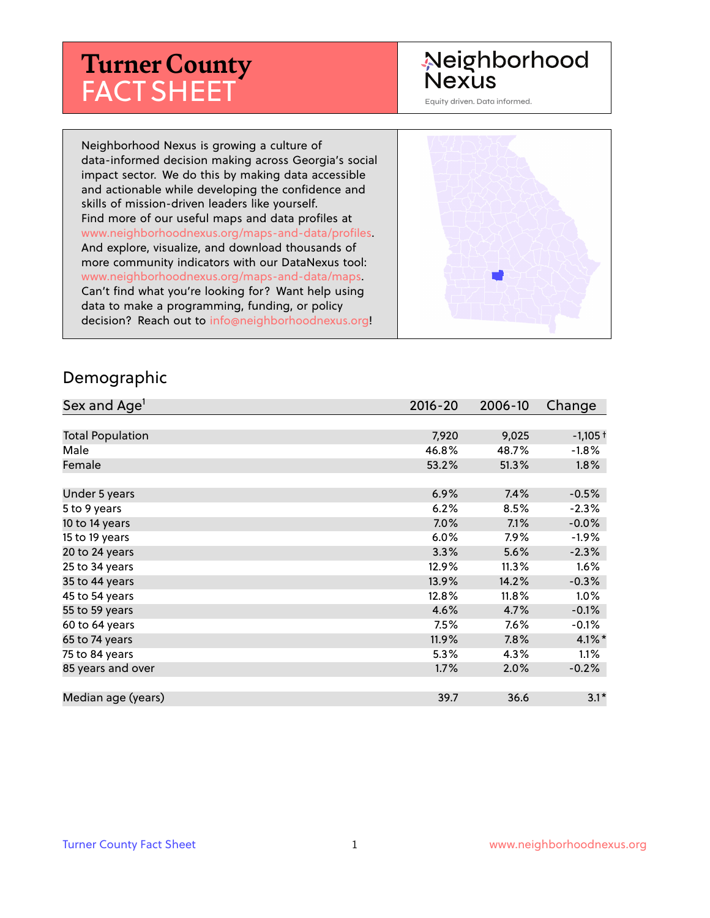# Turner County FACT SHEET

Neighborhood Nexus

Equity driven. Data informed.

Neighborhood Nexus is growing a culture of data-informed decision making across Georgia's social impact sector. We do this by making data accessible and actionable while developing the confidence and skills of mission-driven leaders like yourself. Find more of our useful maps and data profiles at www.neighborhoodnexus.org/maps-and-data/profiles. And explore, visualize, and download thousands of more community indicators with our DataNexus tool: www.neighborhoodnexus.org/maps-and-data/maps. Can't find what you're looking for? Want help using data to make a programming, funding, or policy decision? Reach out to info@neighborhoodnexus.org!

## Demographic

| Sex and Age[1] | 2016-20 | 2006-10 | Change |
|---|---|---|---|
| Total Population | 7,920 | 9,025 | -1,105 † |
| Male | 46.8% | 48.7% | -1.8% |
| Female | 53.2% | 51.3% | 1.8% |
| | | | |
| Under 5 years | 6.9% | 7.4% | -0.5% |
| 5 to 9 years | 6.2% | 8.5% | -2.3% |
| 10 to 14 years | 7.0% | 7.1% | -0.0% |
| 15 to 19 years | 6.0% | 7.9% | -1.9% |
| 20 to 24 years | 3.3% | 5.6% | -2.3% |
| 25 to 34 years | 12.9% | 11.3% | 1.6% |
| 35 to 44 years | 13.9% | 14.2% | -0.3% |
| 45 to 54 years | 12.8% | 11.8% | 1.0% |
| 55 to 59 years | 4.6% | 4.7% | -0.1% |
| 60 to 64 years | 7.5% | 7.6% | -0.1% |
| 65 to 74 years | 11.9% | 7.8% | 4.1% * |
| 75 to 84 years | 5.3% | 4.3% | 1.1% |
| 85 years and over | 1.7% | 2.0% | -0.2% |
| | | | |
| Median age (years) | 39.7 | 36.6 | 3.1 * |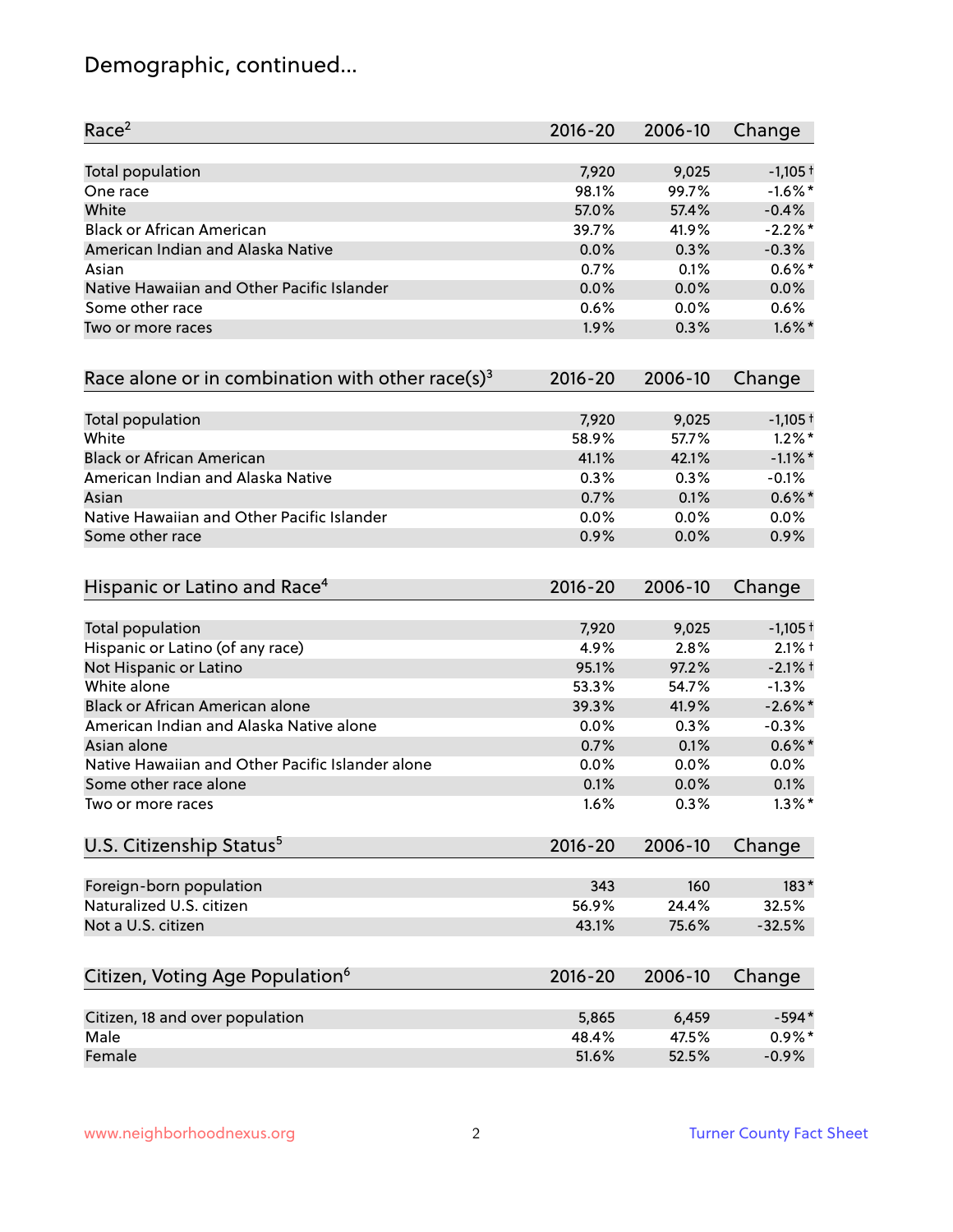## Demographic, continued...

| Race[2] | 2016-20 | 2006-10 | Change |
|---|---|---|---|
| Total population | 7,920 | 9,025 | -1,105 † |
| One race | 98.1% | 99.7% | -1.6% * |
| White | 57.0% | 57.4% | -0.4% |
| Black or African American | 39.7% | 41.9% | -2.2% * |
| American Indian and Alaska Native | 0.0% | 0.3% | -0.3% |
| Asian | 0.7% | 0.1% | 0.6% * |
| Native Hawaiian and Other Pacific Islander | 0.0% | 0.0% | 0.0% |
| Some other race | 0.6% | 0.0% | 0.6% |
| Two or more races | 1.9% | 0.3% | 1.6% * |

| Race alone or in combination with other race(s)[3] | 2016-20 | 2006-10 | Change |
|---|---|---|---|
| Total population | 7,920 | 9,025 | -1,105 † |
| White | 58.9% | 57.7% | 1.2% * |
| Black or African American | 41.1% | 42.1% | -1.1% * |
| American Indian and Alaska Native | 0.3% | 0.3% | -0.1% |
| Asian | 0.7% | 0.1% | 0.6% * |
| Native Hawaiian and Other Pacific Islander | 0.0% | 0.0% | 0.0% |
| Some other race | 0.9% | 0.0% | 0.9% |

| Hispanic or Latino and Race[4] | 2016-20 | 2006-10 | Change |
|---|---|---|---|
| Total population | 7,920 | 9,025 | -1,105 † |
| Hispanic or Latino (of any race) | 4.9% | 2.8% | 2.1% † |
| Not Hispanic or Latino | 95.1% | 97.2% | -2.1% † |
| White alone | 53.3% | 54.7% | -1.3% |
| Black or African American alone | 39.3% | 41.9% | -2.6% * |
| American Indian and Alaska Native alone | 0.0% | 0.3% | -0.3% |
| Asian alone | 0.7% | 0.1% | 0.6% * |
| Native Hawaiian and Other Pacific Islander alone | 0.0% | 0.0% | 0.0% |
| Some other race alone | 0.1% | 0.0% | 0.1% |
| Two or more races | 1.6% | 0.3% | 1.3% * |

| U.S. Citizenship Status[5] | 2016-20 | 2006-10 | Change |
|---|---|---|---|
| Foreign-born population | 343 | 160 | 183 * |
| Naturalized U.S. citizen | 56.9% | 24.4% | 32.5% |
| Not a U.S. citizen | 43.1% | 75.6% | -32.5% |

| Citizen, Voting Age Population[6] | 2016-20 | 2006-10 | Change |
|---|---|---|---|
| Citizen, 18 and over population | 5,865 | 6,459 | -594 * |
| Male | 48.4% | 47.5% | 0.9% * |
| Female | 51.6% | 52.5% | -0.9% |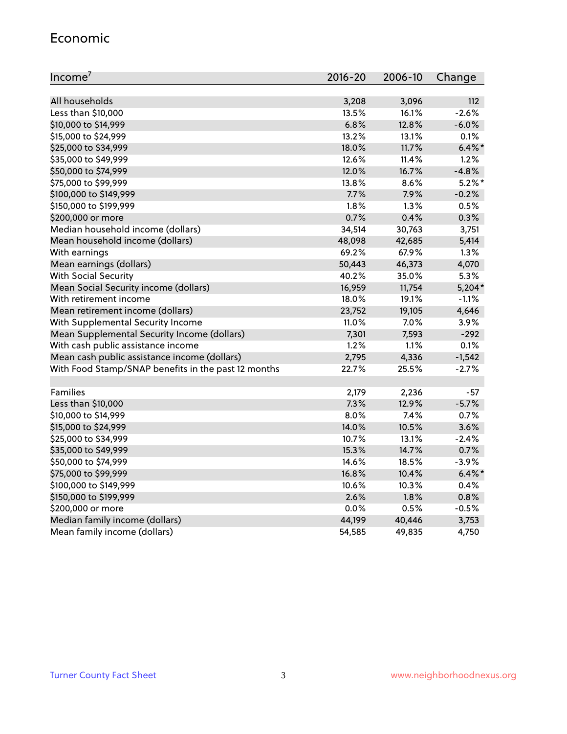## Economic

| Income[7] | 2016-20 | 2006-10 | Change |
|---|---|---|---|
| All households | 3,208 | 3,096 | 112 |
| Less than $10,000 | 13.5% | 16.1% | -2.6% |
| $10,000 to $14,999 | 6.8% | 12.8% | -6.0% |
| $15,000 to $24,999 | 13.2% | 13.1% | 0.1% |
| $25,000 to $34,999 | 18.0% | 11.7% | 6.4%* |
| $35,000 to $49,999 | 12.6% | 11.4% | 1.2% |
| $50,000 to $74,999 | 12.0% | 16.7% | -4.8% |
| $75,000 to $99,999 | 13.8% | 8.6% | 5.2%* |
| $100,000 to $149,999 | 7.7% | 7.9% | -0.2% |
| $150,000 to $199,999 | 1.8% | 1.3% | 0.5% |
| $200,000 or more | 0.7% | 0.4% | 0.3% |
| Median household income (dollars) | 34,514 | 30,763 | 3,751 |
| Mean household income (dollars) | 48,098 | 42,685 | 5,414 |
| With earnings | 69.2% | 67.9% | 1.3% |
| Mean earnings (dollars) | 50,443 | 46,373 | 4,070 |
| With Social Security | 40.2% | 35.0% | 5.3% |
| Mean Social Security income (dollars) | 16,959 | 11,754 | 5,204* |
| With retirement income | 18.0% | 19.1% | -1.1% |
| Mean retirement income (dollars) | 23,752 | 19,105 | 4,646 |
| With Supplemental Security Income | 11.0% | 7.0% | 3.9% |
| Mean Supplemental Security Income (dollars) | 7,301 | 7,593 | -292 |
| With cash public assistance income | 1.2% | 1.1% | 0.1% |
| Mean cash public assistance income (dollars) | 2,795 | 4,336 | -1,542 |
| With Food Stamp/SNAP benefits in the past 12 months | 22.7% | 25.5% | -2.7% |
| | | | |
| Families | 2,179 | 2,236 | -57 |
| Less than $10,000 | 7.3% | 12.9% | -5.7% |
| $10,000 to $14,999 | 8.0% | 7.4% | 0.7% |
| $15,000 to $24,999 | 14.0% | 10.5% | 3.6% |
| $25,000 to $34,999 | 10.7% | 13.1% | -2.4% |
| $35,000 to $49,999 | 15.3% | 14.7% | 0.7% |
| $50,000 to $74,999 | 14.6% | 18.5% | -3.9% |
| $75,000 to $99,999 | 16.8% | 10.4% | 6.4%* |
| $100,000 to $149,999 | 10.6% | 10.3% | 0.4% |
| $150,000 to $199,999 | 2.6% | 1.8% | 0.8% |
| $200,000 or more | 0.0% | 0.5% | -0.5% |
| Median family income (dollars) | 44,199 | 40,446 | 3,753 |
| Mean family income (dollars) | 54,585 | 49,835 | 4,750 |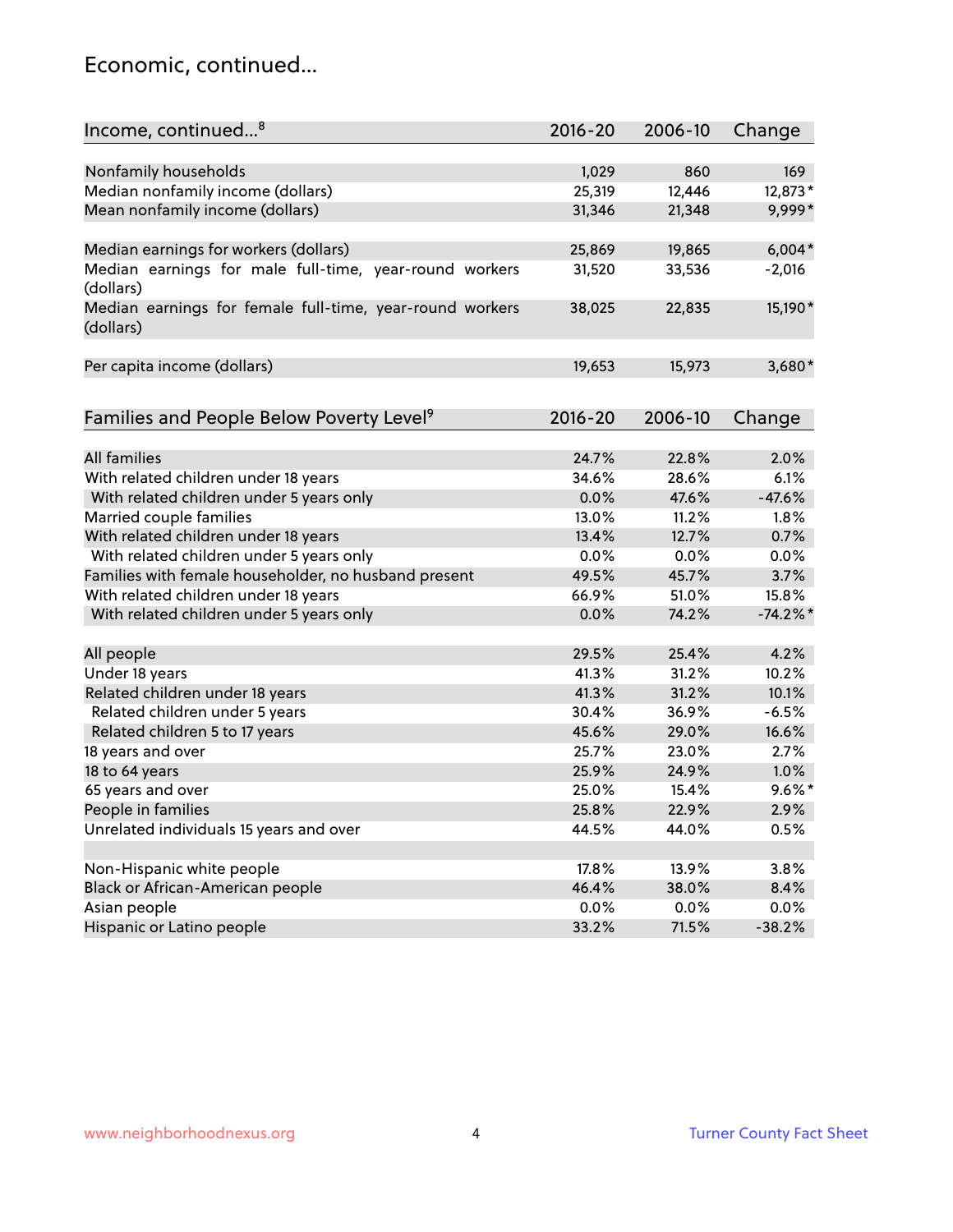## Economic, continued...

| Income, continued...[8] | 2016-20 | 2006-10 | Change |
|---|---|---|---|
| Nonfamily households | 1,029 | 860 | 169 |
| Median nonfamily income (dollars) | 25,319 | 12,446 | 12,873* |
| Mean nonfamily income (dollars) | 31,346 | 21,348 | 9,999* |
| Median earnings for workers (dollars) | 25,869 | 19,865 | 6,004* |
| Median earnings for male full-time, year-round workers (dollars) | 31,520 | 33,536 | -2,016 |
| Median earnings for female full-time, year-round workers (dollars) | 38,025 | 22,835 | 15,190* |
| Per capita income (dollars) | 19,653 | 15,973 | 3,680* |

| Families and People Below Poverty Level[9] | 2016-20 | 2006-10 | Change |
|---|---|---|---|
| All families | 24.7% | 22.8% | 2.0% |
| With related children under 18 years | 34.6% | 28.6% | 6.1% |
| With related children under 5 years only | 0.0% | 47.6% | -47.6% |
| Married couple families | 13.0% | 11.2% | 1.8% |
| With related children under 18 years | 13.4% | 12.7% | 0.7% |
| With related children under 5 years only | 0.0% | 0.0% | 0.0% |
| Families with female householder, no husband present | 49.5% | 45.7% | 3.7% |
| With related children under 18 years | 66.9% | 51.0% | 15.8% |
| With related children under 5 years only | 0.0% | 74.2% | -74.2%* |
| All people | 29.5% | 25.4% | 4.2% |
| Under 18 years | 41.3% | 31.2% | 10.2% |
| Related children under 18 years | 41.3% | 31.2% | 10.1% |
| Related children under 5 years | 30.4% | 36.9% | -6.5% |
| Related children 5 to 17 years | 45.6% | 29.0% | 16.6% |
| 18 years and over | 25.7% | 23.0% | 2.7% |
| 18 to 64 years | 25.9% | 24.9% | 1.0% |
| 65 years and over | 25.0% | 15.4% | 9.6%* |
| People in families | 25.8% | 22.9% | 2.9% |
| Unrelated individuals 15 years and over | 44.5% | 44.0% | 0.5% |
| Non-Hispanic white people | 17.8% | 13.9% | 3.8% |
| Black or African-American people | 46.4% | 38.0% | 8.4% |
| Asian people | 0.0% | 0.0% | 0.0% |
| Hispanic or Latino people | 33.2% | 71.5% | -38.2% |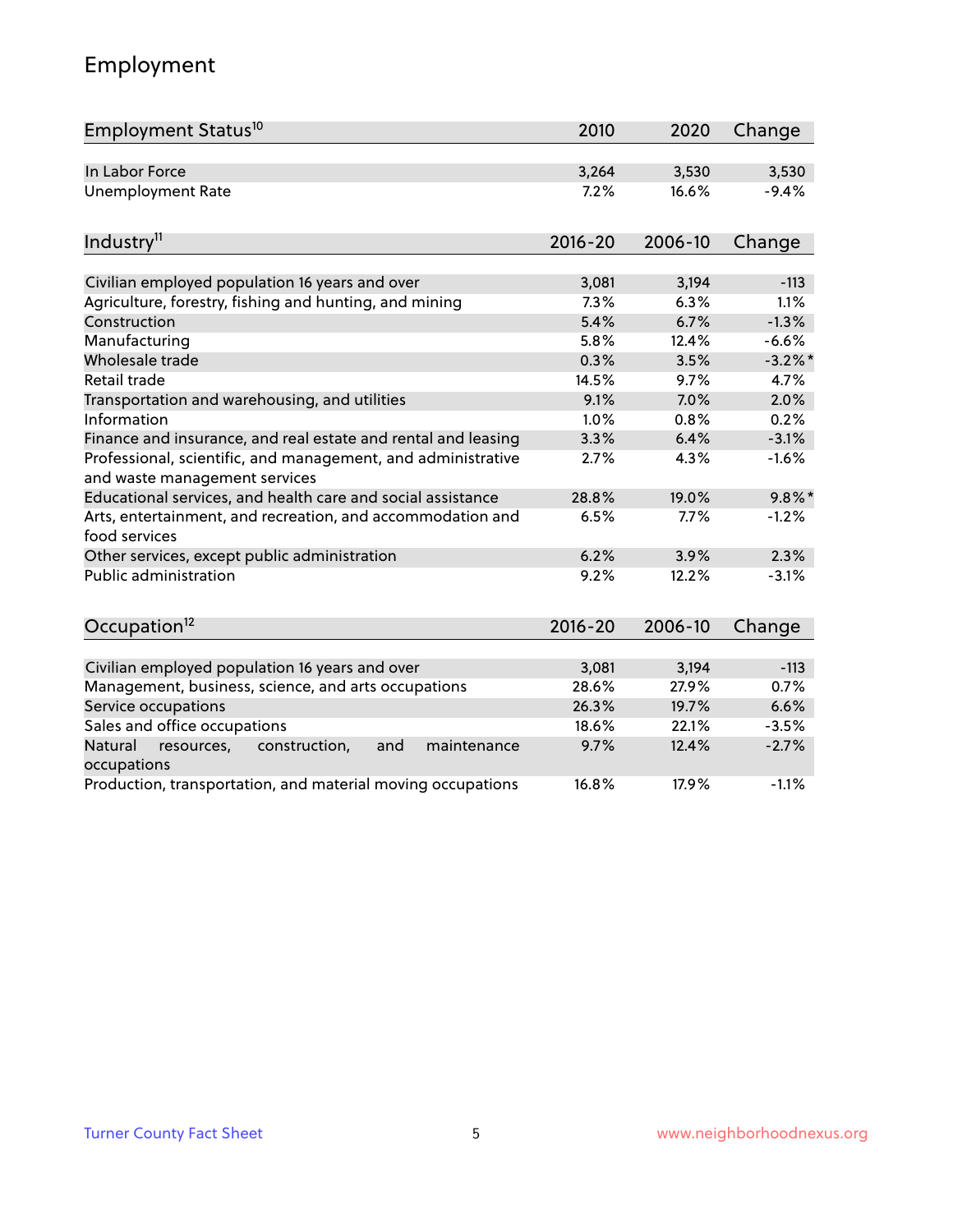## Employment

| Employment Status[10] | 2010 | 2020 | Change |
|---|---|---|---|
| In Labor Force | 3,264 | 3,530 | 3,530 |
| Unemployment Rate | 7.2% | 16.6% | -9.4% |

| Industry[11] | 2016-20 | 2006-10 | Change |
|---|---|---|---|
| Civilian employed population 16 years and over | 3,081 | 3,194 | -113 |
| Agriculture, forestry, fishing and hunting, and mining | 7.3% | 6.3% | 1.1% |
| Construction | 5.4% | 6.7% | -1.3% |
| Manufacturing | 5.8% | 12.4% | -6.6% |
| Wholesale trade | 0.3% | 3.5% | -3.2%* |
| Retail trade | 14.5% | 9.7% | 4.7% |
| Transportation and warehousing, and utilities | 9.1% | 7.0% | 2.0% |
| Information | 1.0% | 0.8% | 0.2% |
| Finance and insurance, and real estate and rental and leasing | 3.3% | 6.4% | -3.1% |
| Professional, scientific, and management, and administrative and waste management services | 2.7% | 4.3% | -1.6% |
| Educational services, and health care and social assistance | 28.8% | 19.0% | 9.8%* |
| Arts, entertainment, and recreation, and accommodation and food services | 6.5% | 7.7% | -1.2% |
| Other services, except public administration | 6.2% | 3.9% | 2.3% |
| Public administration | 9.2% | 12.2% | -3.1% |

| Occupation[12] | 2016-20 | 2006-10 | Change |
|---|---|---|---|
| Civilian employed population 16 years and over | 3,081 | 3,194 | -113 |
| Management, business, science, and arts occupations | 28.6% | 27.9% | 0.7% |
| Service occupations | 26.3% | 19.7% | 6.6% |
| Sales and office occupations | 18.6% | 22.1% | -3.5% |
| Natural resources, construction, and maintenance occupations | 9.7% | 12.4% | -2.7% |
| Production, transportation, and material moving occupations | 16.8% | 17.9% | -1.1% |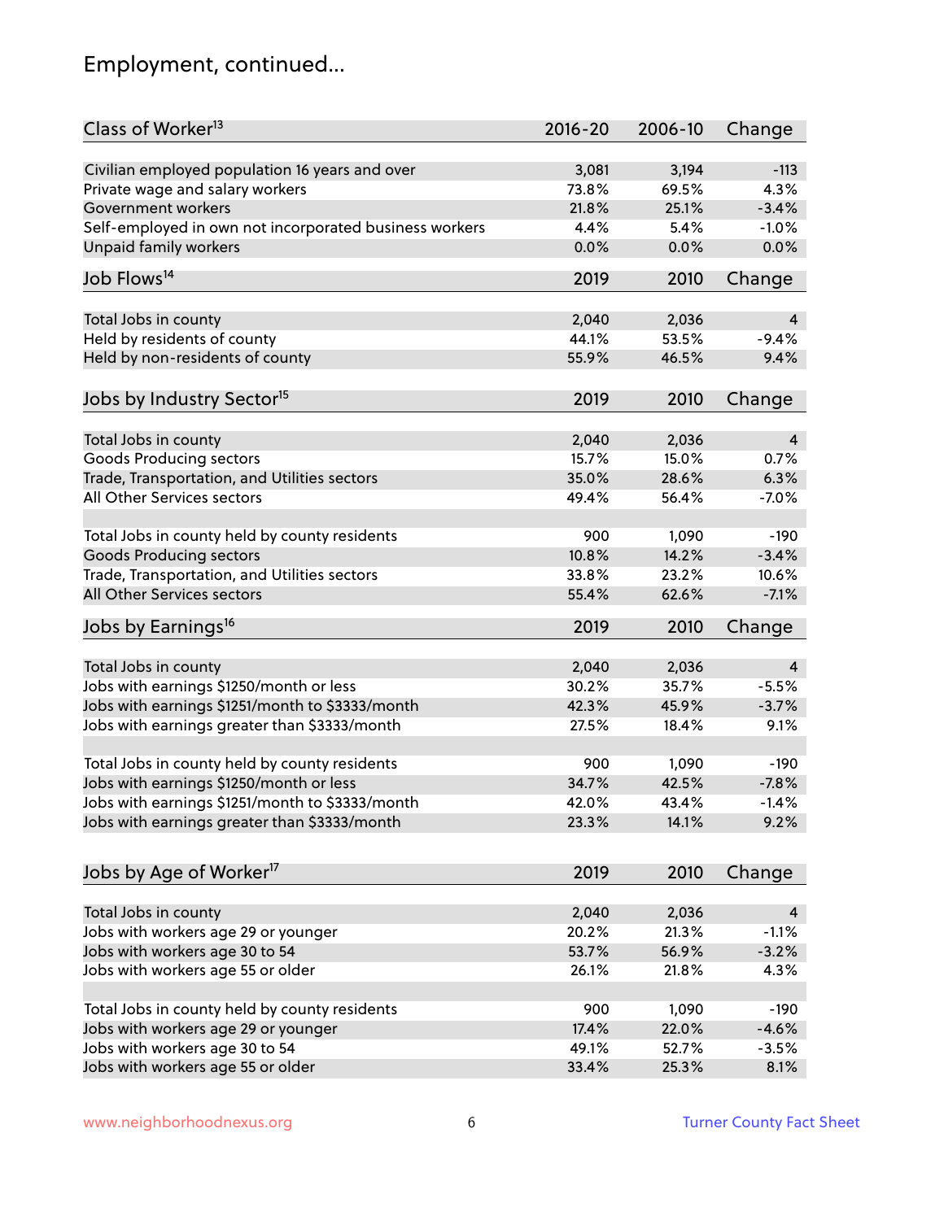## Employment, continued...

| Class of Worker[13] | 2016-20 | 2006-10 | Change |
|---|---|---|---|
| Civilian employed population 16 years and over | 3,081 | 3,194 | -113 |
| Private wage and salary workers | 73.8% | 69.5% | 4.3% |
| Government workers | 21.8% | 25.1% | -3.4% |
| Self-employed in own not incorporated business workers | 4.4% | 5.4% | -1.0% |
| Unpaid family workers | 0.0% | 0.0% | 0.0% |

| Job Flows[14] | 2019 | 2010 | Change |
|---|---|---|---|
| Total Jobs in county | 2,040 | 2,036 | 4 |
| Held by residents of county | 44.1% | 53.5% | -9.4% |
| Held by non-residents of county | 55.9% | 46.5% | 9.4% |

| Jobs by Industry Sector[15] | 2019 | 2010 | Change |
|---|---|---|---|
| Total Jobs in county | 2,040 | 2,036 | 4 |
| Goods Producing sectors | 15.7% | 15.0% | 0.7% |
| Trade, Transportation, and Utilities sectors | 35.0% | 28.6% | 6.3% |
| All Other Services sectors | 49.4% | 56.4% | -7.0% |
| | | | |
| Total Jobs in county held by county residents | 900 | 1,090 | -190 |
| Goods Producing sectors | 10.8% | 14.2% | -3.4% |
| Trade, Transportation, and Utilities sectors | 33.8% | 23.2% | 10.6% |
| All Other Services sectors | 55.4% | 62.6% | -7.1% |

| Jobs by Earnings[16] | 2019 | 2010 | Change |
|---|---|---|---|
| Total Jobs in county | 2,040 | 2,036 | 4 |
| Jobs with earnings $1250/month or less | 30.2% | 35.7% | -5.5% |
| Jobs with earnings $1251/month to $3333/month | 42.3% | 45.9% | -3.7% |
| Jobs with earnings greater than $3333/month | 27.5% | 18.4% | 9.1% |
| | | | |
| Total Jobs in county held by county residents | 900 | 1,090 | -190 |
| Jobs with earnings $1250/month or less | 34.7% | 42.5% | -7.8% |
| Jobs with earnings $1251/month to $3333/month | 42.0% | 43.4% | -1.4% |
| Jobs with earnings greater than $3333/month | 23.3% | 14.1% | 9.2% |

| Jobs by Age of Worker[17] | 2019 | 2010 | Change |
|---|---|---|---|
| Total Jobs in county | 2,040 | 2,036 | 4 |
| Jobs with workers age 29 or younger | 20.2% | 21.3% | -1.1% |
| Jobs with workers age 30 to 54 | 53.7% | 56.9% | -3.2% |
| Jobs with workers age 55 or older | 26.1% | 21.8% | 4.3% |
| | | | |
| Total Jobs in county held by county residents | 900 | 1,090 | -190 |
| Jobs with workers age 29 or younger | 17.4% | 22.0% | -4.6% |
| Jobs with workers age 30 to 54 | 49.1% | 52.7% | -3.5% |
| Jobs with workers age 55 or older | 33.4% | 25.3% | 8.1% |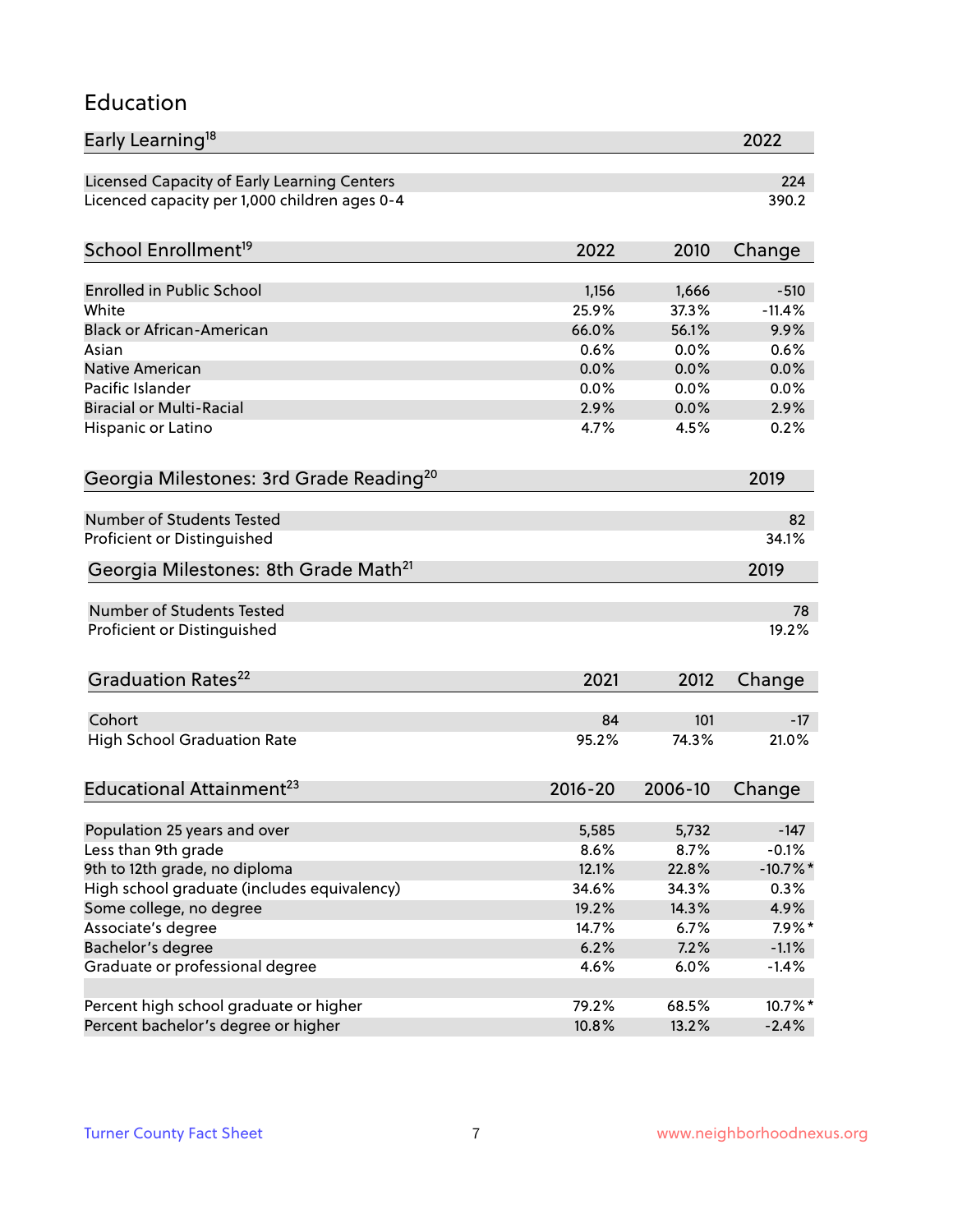## Education

| Early Learning[18] | 2022 |
|---|---|
| Licensed Capacity of Early Learning Centers | 224 |
| Licenced capacity per 1,000 children ages 0-4 | 390.2 |

| School Enrollment[19] | 2022 | 2010 | Change |
|---|---|---|---|
| Enrolled in Public School | 1,156 | 1,666 | -510 |
| White | 25.9% | 37.3% | -11.4% |
| Black or African-American | 66.0% | 56.1% | 9.9% |
| Asian | 0.6% | 0.0% | 0.6% |
| Native American | 0.0% | 0.0% | 0.0% |
| Pacific Islander | 0.0% | 0.0% | 0.0% |
| Biracial or Multi-Racial | 2.9% | 0.0% | 2.9% |
| Hispanic or Latino | 4.7% | 4.5% | 0.2% |

| Georgia Milestones: 3rd Grade Reading[20] | 2019 |
|---|---|
| Number of Students Tested | 82 |
| Proficient or Distinguished | 34.1% |

| Georgia Milestones: 8th Grade Math[21] | 2019 |
|---|---|
| Number of Students Tested | 78 |
| Proficient or Distinguished | 19.2% |

| Graduation Rates[22] | 2021 | 2012 | Change |
|---|---|---|---|
| Cohort | 84 | 101 | -17 |
| High School Graduation Rate | 95.2% | 74.3% | 21.0% |

| Educational Attainment[23] | 2016-20 | 2006-10 | Change |
|---|---|---|---|
| Population 25 years and over | 5,585 | 5,732 | -147 |
| Less than 9th grade | 8.6% | 8.7% | -0.1% |
| 9th to 12th grade, no diploma | 12.1% | 22.8% | -10.7%* |
| High school graduate (includes equivalency) | 34.6% | 34.3% | 0.3% |
| Some college, no degree | 19.2% | 14.3% | 4.9% |
| Associate's degree | 14.7% | 6.7% | 7.9%* |
| Bachelor's degree | 6.2% | 7.2% | -1.1% |
| Graduate or professional degree | 4.6% | 6.0% | -1.4% |
| | | | |
| Percent high school graduate or higher | 79.2% | 68.5% | 10.7%* |
| Percent bachelor's degree or higher | 10.8% | 13.2% | -2.4% |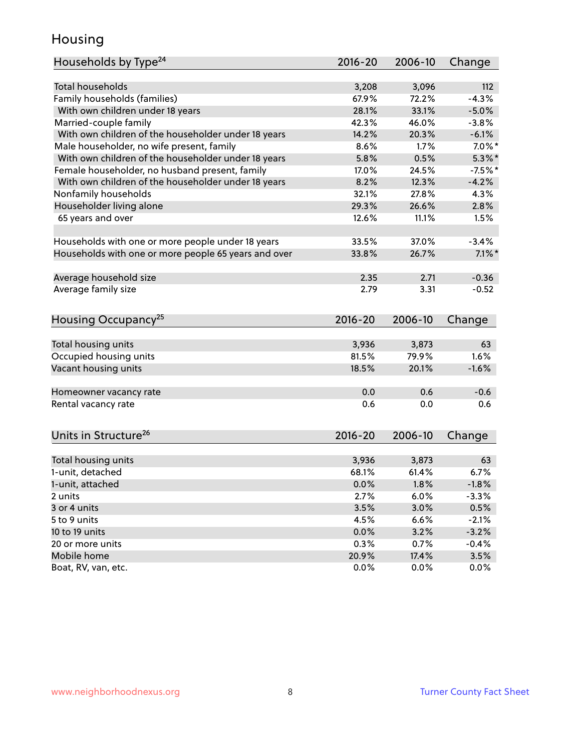# Housing

| Households by Type[24] | 2016-20 | 2006-10 | Change |
|---|---|---|---|
| Total households | 3,208 | 3,096 | 112 |
| Family households (families) | 67.9% | 72.2% | -4.3% |
| With own children under 18 years | 28.1% | 33.1% | -5.0% |
| Married-couple family | 42.3% | 46.0% | -3.8% |
| With own children of the householder under 18 years | 14.2% | 20.3% | -6.1% |
| Male householder, no wife present, family | 8.6% | 1.7% | 7.0%* |
| With own children of the householder under 18 years | 5.8% | 0.5% | 5.3%* |
| Female householder, no husband present, family | 17.0% | 24.5% | -7.5%* |
| With own children of the householder under 18 years | 8.2% | 12.3% | -4.2% |
| Nonfamily households | 32.1% | 27.8% | 4.3% |
| Householder living alone | 29.3% | 26.6% | 2.8% |
| 65 years and over | 12.6% | 11.1% | 1.5% |
| | | | |
| Households with one or more people under 18 years | 33.5% | 37.0% | -3.4% |
| Households with one or more people 65 years and over | 33.8% | 26.7% | 7.1%* |
| | | | |
| Average household size | 2.35 | 2.71 | -0.36 |
| Average family size | 2.79 | 3.31 | -0.52 |

| Housing Occupancy[25] | 2016-20 | 2006-10 | Change |
|---|---|---|---|
| Total housing units | 3,936 | 3,873 | 63 |
| Occupied housing units | 81.5% | 79.9% | 1.6% |
| Vacant housing units | 18.5% | 20.1% | -1.6% |
| | | | |
| Homeowner vacancy rate | 0.0 | 0.6 | -0.6 |
| Rental vacancy rate | 0.6 | 0.0 | 0.6 |

| Units in Structure[26] | 2016-20 | 2006-10 | Change |
|---|---|---|---|
| Total housing units | 3,936 | 3,873 | 63 |
| 1-unit, detached | 68.1% | 61.4% | 6.7% |
| 1-unit, attached | 0.0% | 1.8% | -1.8% |
| 2 units | 2.7% | 6.0% | -3.3% |
| 3 or 4 units | 3.5% | 3.0% | 0.5% |
| 5 to 9 units | 4.5% | 6.6% | -2.1% |
| 10 to 19 units | 0.0% | 3.2% | -3.2% |
| 20 or more units | 0.3% | 0.7% | -0.4% |
| Mobile home | 20.9% | 17.4% | 3.5% |
| Boat, RV, van, etc. | 0.0% | 0.0% | 0.0% |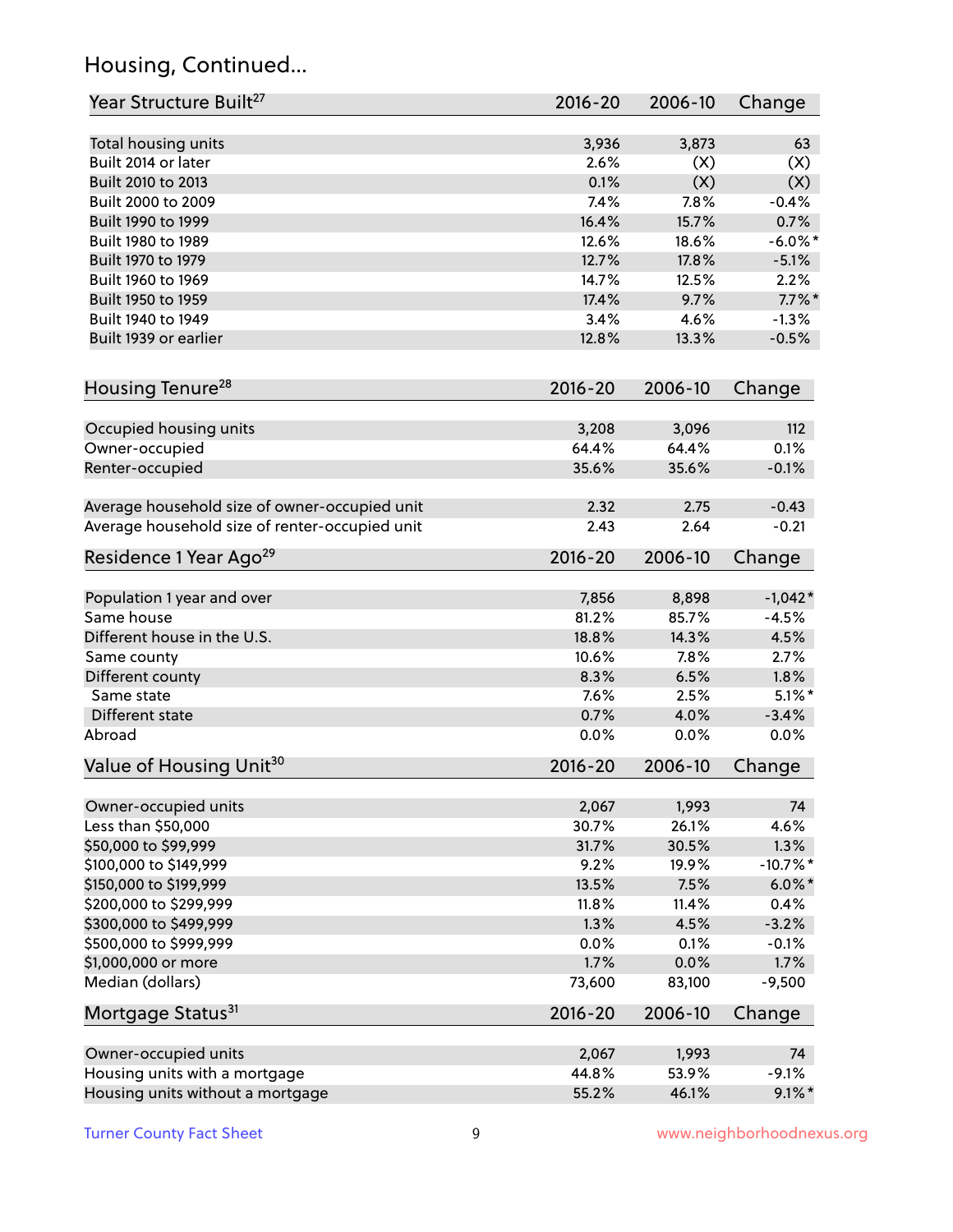## Housing, Continued...

| Year Structure Built[27] | 2016-20 | 2006-10 | Change |
|---|---|---|---|
| Total housing units | 3,936 | 3,873 | 63 |
| Built 2014 or later | 2.6% | (X) | (X) |
| Built 2010 to 2013 | 0.1% | (X) | (X) |
| Built 2000 to 2009 | 7.4% | 7.8% | -0.4% |
| Built 1990 to 1999 | 16.4% | 15.7% | 0.7% |
| Built 1980 to 1989 | 12.6% | 18.6% | -6.0%* |
| Built 1970 to 1979 | 12.7% | 17.8% | -5.1% |
| Built 1960 to 1969 | 14.7% | 12.5% | 2.2% |
| Built 1950 to 1959 | 17.4% | 9.7% | 7.7%* |
| Built 1940 to 1949 | 3.4% | 4.6% | -1.3% |
| Built 1939 or earlier | 12.8% | 13.3% | -0.5% |

| Housing Tenure[28] | 2016-20 | 2006-10 | Change |
|---|---|---|---|
| Occupied housing units | 3,208 | 3,096 | 112 |
| Owner-occupied | 64.4% | 64.4% | 0.1% |
| Renter-occupied | 35.6% | 35.6% | -0.1% |
| Average household size of owner-occupied unit | 2.32 | 2.75 | -0.43 |
| Average household size of renter-occupied unit | 2.43 | 2.64 | -0.21 |

| Residence 1 Year Ago[29] | 2016-20 | 2006-10 | Change |
|---|---|---|---|
| Population 1 year and over | 7,856 | 8,898 | -1,042* |
| Same house | 81.2% | 85.7% | -4.5% |
| Different house in the U.S. | 18.8% | 14.3% | 4.5% |
| Same county | 10.6% | 7.8% | 2.7% |
| Different county | 8.3% | 6.5% | 1.8% |
| Same state | 7.6% | 2.5% | 5.1%* |
| Different state | 0.7% | 4.0% | -3.4% |
| Abroad | 0.0% | 0.0% | 0.0% |

| Value of Housing Unit[30] | 2016-20 | 2006-10 | Change |
|---|---|---|---|
| Owner-occupied units | 2,067 | 1,993 | 74 |
| Less than $50,000 | 30.7% | 26.1% | 4.6% |
| $50,000 to $99,999 | 31.7% | 30.5% | 1.3% |
| $100,000 to $149,999 | 9.2% | 19.9% | -10.7%* |
| $150,000 to $199,999 | 13.5% | 7.5% | 6.0%* |
| $200,000 to $299,999 | 11.8% | 11.4% | 0.4% |
| $300,000 to $499,999 | 1.3% | 4.5% | -3.2% |
| $500,000 to $999,999 | 0.0% | 0.1% | -0.1% |
| $1,000,000 or more | 1.7% | 0.0% | 1.7% |
| Median (dollars) | 73,600 | 83,100 | -9,500 |

| Mortgage Status[31] | 2016-20 | 2006-10 | Change |
|---|---|---|---|
| Owner-occupied units | 2,067 | 1,993 | 74 |
| Housing units with a mortgage | 44.8% | 53.9% | -9.1% |
| Housing units without a mortgage | 55.2% | 46.1% | 9.1%* |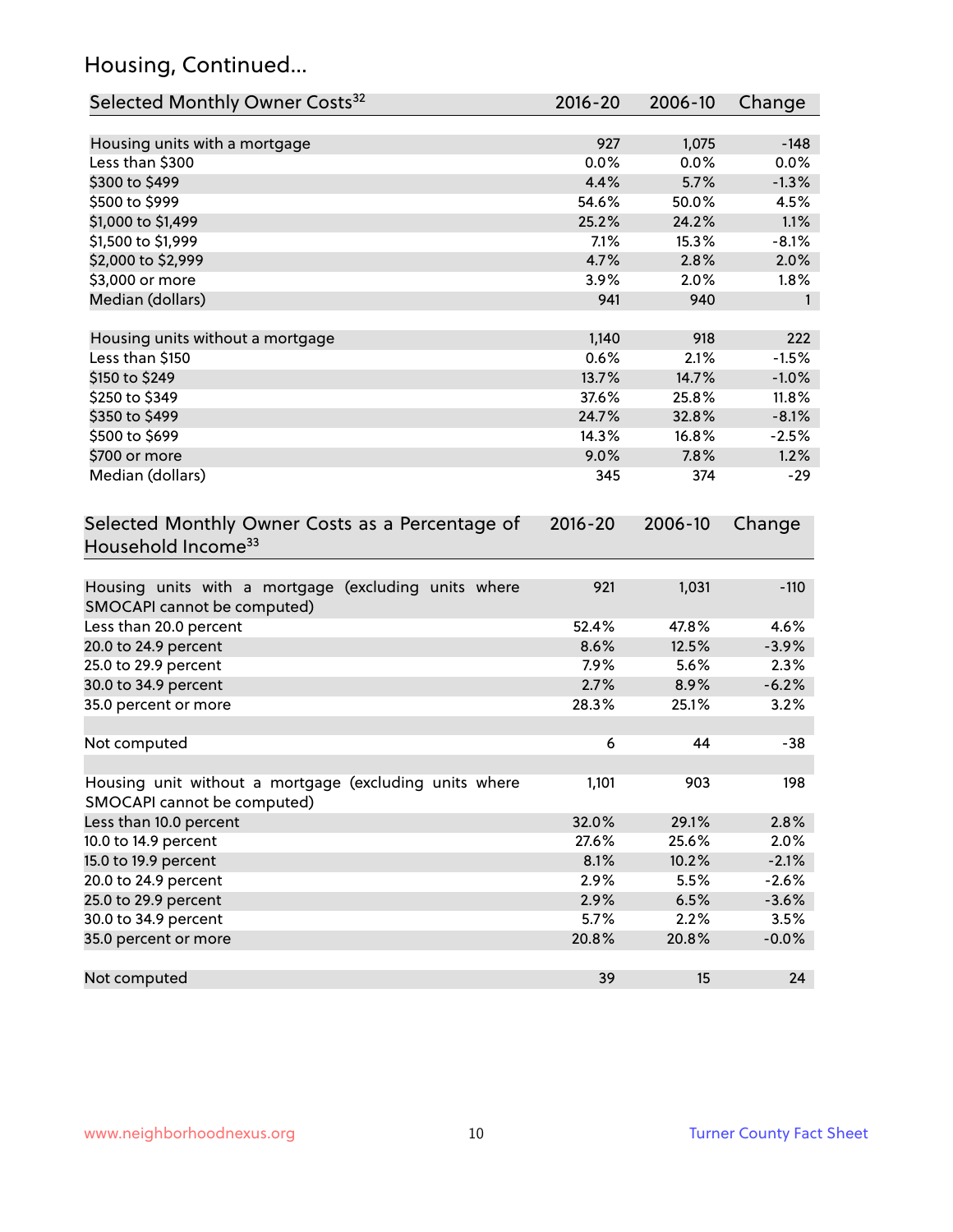## Housing, Continued...

| Selected Monthly Owner Costs[32] | 2016-20 | 2006-10 | Change |
|---|---|---|---|
| Housing units with a mortgage | 927 | 1,075 | -148 |
| Less than $300 | 0.0% | 0.0% | 0.0% |
| $300 to $499 | 4.4% | 5.7% | -1.3% |
| $500 to $999 | 54.6% | 50.0% | 4.5% |
| $1,000 to $1,499 | 25.2% | 24.2% | 1.1% |
| $1,500 to $1,999 | 7.1% | 15.3% | -8.1% |
| $2,000 to $2,999 | 4.7% | 2.8% | 2.0% |
| $3,000 or more | 3.9% | 2.0% | 1.8% |
| Median (dollars) | 941 | 940 | 1 |
| | | | |
| Housing units without a mortgage | 1,140 | 918 | 222 |
| Less than $150 | 0.6% | 2.1% | -1.5% |
| $150 to $249 | 13.7% | 14.7% | -1.0% |
| $250 to $349 | 37.6% | 25.8% | 11.8% |
| $350 to $499 | 24.7% | 32.8% | -8.1% |
| $500 to $699 | 14.3% | 16.8% | -2.5% |
| $700 or more | 9.0% | 7.8% | 1.2% |
| Median (dollars) | 345 | 374 | -29 |

| Selected Monthly Owner Costs as a Percentage of Household Income[33] | 2016-20 | 2006-10 | Change |
|---|---|---|---|
| Housing units with a mortgage (excluding units where SMOCAPI cannot be computed) | 921 | 1,031 | -110 |
| Less than 20.0 percent | 52.4% | 47.8% | 4.6% |
| 20.0 to 24.9 percent | 8.6% | 12.5% | -3.9% |
| 25.0 to 29.9 percent | 7.9% | 5.6% | 2.3% |
| 30.0 to 34.9 percent | 2.7% | 8.9% | -6.2% |
| 35.0 percent or more | 28.3% | 25.1% | 3.2% |
| | | | |
| Not computed | 6 | 44 | -38 |
| | | | |
| Housing unit without a mortgage (excluding units where SMOCAPI cannot be computed) | 1,101 | 903 | 198 |
| Less than 10.0 percent | 32.0% | 29.1% | 2.8% |
| 10.0 to 14.9 percent | 27.6% | 25.6% | 2.0% |
| 15.0 to 19.9 percent | 8.1% | 10.2% | -2.1% |
| 20.0 to 24.9 percent | 2.9% | 5.5% | -2.6% |
| 25.0 to 29.9 percent | 2.9% | 6.5% | -3.6% |
| 30.0 to 34.9 percent | 5.7% | 2.2% | 3.5% |
| 35.0 percent or more | 20.8% | 20.8% | -0.0% |
| | | | |
| Not computed | 39 | 15 | 24 |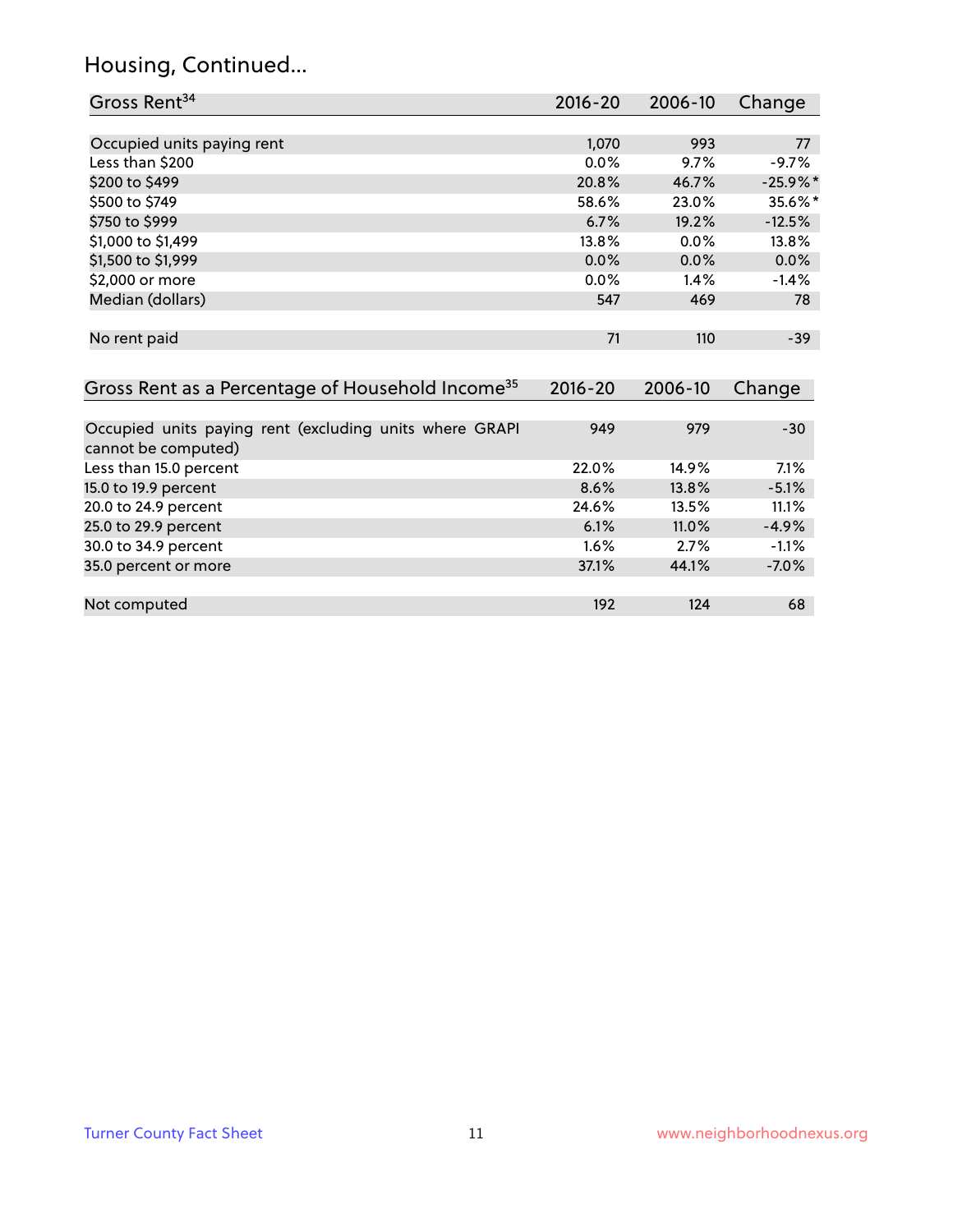## Housing, Continued...

| Gross Rent[34] | 2016-20 | 2006-10 | Change |
|---|---|---|---|
| Occupied units paying rent | 1,070 | 993 | 77 |
| Less than $200 | 0.0% | 9.7% | -9.7% |
| $200 to $499 | 20.8% | 46.7% | -25.9%* |
| $500 to $749 | 58.6% | 23.0% | 35.6%* |
| $750 to $999 | 6.7% | 19.2% | -12.5% |
| $1,000 to $1,499 | 13.8% | 0.0% | 13.8% |
| $1,500 to $1,999 | 0.0% | 0.0% | 0.0% |
| $2,000 or more | 0.0% | 1.4% | -1.4% |
| Median (dollars) | 547 | 469 | 78 |
| No rent paid | 71 | 110 | -39 |

| Gross Rent as a Percentage of Household Income[35] | 2016-20 | 2006-10 | Change |
|---|---|---|---|
| Occupied units paying rent (excluding units where GRAPI cannot be computed) | 949 | 979 | -30 |
| Less than 15.0 percent | 22.0% | 14.9% | 7.1% |
| 15.0 to 19.9 percent | 8.6% | 13.8% | -5.1% |
| 20.0 to 24.9 percent | 24.6% | 13.5% | 11.1% |
| 25.0 to 29.9 percent | 6.1% | 11.0% | -4.9% |
| 30.0 to 34.9 percent | 1.6% | 2.7% | -1.1% |
| 35.0 percent or more | 37.1% | 44.1% | -7.0% |
| Not computed | 192 | 124 | 68 |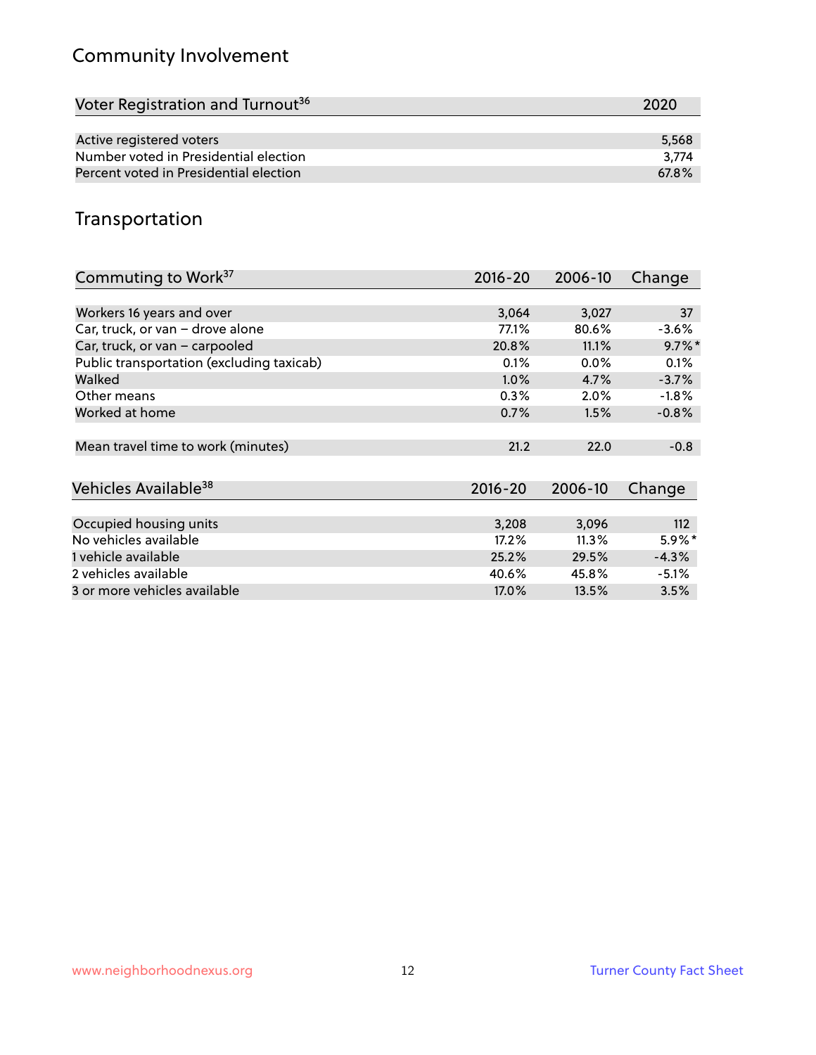## Community Involvement

| Voter Registration and Turnout[36] | 2020 |
|---|---|
| Active registered voters | 5,568 |
| Number voted in Presidential election | 3,774 |
| Percent voted in Presidential election | 67.8% |

## Transportation

| Commuting to Work[37] | 2016-20 | 2006-10 | Change |
|---|---|---|---|
| Workers 16 years and over | 3,064 | 3,027 | 37 |
| Car, truck, or van – drove alone | 77.1% | 80.6% | -3.6% |
| Car, truck, or van – carpooled | 20.8% | 11.1% | 9.7%* |
| Public transportation (excluding taxicab) | 0.1% | 0.0% | 0.1% |
| Walked | 1.0% | 4.7% | -3.7% |
| Other means | 0.3% | 2.0% | -1.8% |
| Worked at home | 0.7% | 1.5% | -0.8% |
| Mean travel time to work (minutes) | 21.2 | 22.0 | -0.8 |

| Vehicles Available[38] | 2016-20 | 2006-10 | Change |
|---|---|---|---|
| Occupied housing units | 3,208 | 3,096 | 112 |
| No vehicles available | 17.2% | 11.3% | 5.9%* |
| 1 vehicle available | 25.2% | 29.5% | -4.3% |
| 2 vehicles available | 40.6% | 45.8% | -5.1% |
| 3 or more vehicles available | 17.0% | 13.5% | 3.5% |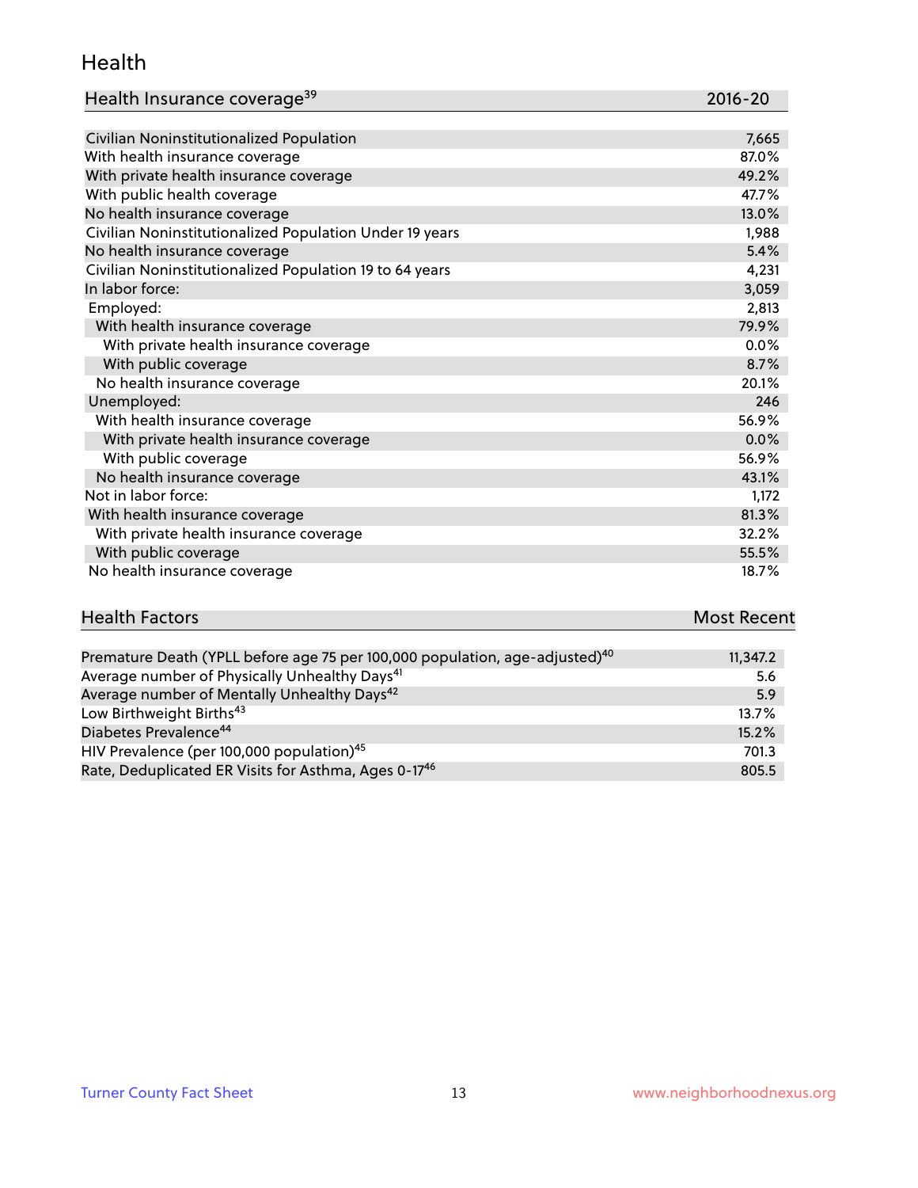## Health

| Health Insurance coverage[39] | 2016-20 |
| --- | --- |
| Civilian Noninstitutionalized Population | 7,665 |
| With health insurance coverage | 87.0% |
| With private health insurance coverage | 49.2% |
| With public health coverage | 47.7% |
| No health insurance coverage | 13.0% |
| Civilian Noninstitutionalized Population Under 19 years | 1,988 |
| No health insurance coverage | 5.4% |
| Civilian Noninstitutionalized Population 19 to 64 years | 4,231 |
| In labor force: | 3,059 |
| Employed: | 2,813 |
| With health insurance coverage | 79.9% |
| With private health insurance coverage | 0.0% |
| With public coverage | 8.7% |
| No health insurance coverage | 20.1% |
| Unemployed: | 246 |
| With health insurance coverage | 56.9% |
| With private health insurance coverage | 0.0% |
| With public coverage | 56.9% |
| No health insurance coverage | 43.1% |
| Not in labor force: | 1,172 |
| With health insurance coverage | 81.3% |
| With private health insurance coverage | 32.2% |
| With public coverage | 55.5% |
| No health insurance coverage | 18.7% |

| Health Factors | Most Recent |
| --- | --- |
| Premature Death (YPLL before age 75 per 100,000 population, age-adjusted)[40] | 11,347.2 |
| Average number of Physically Unhealthy Days[41] | 5.6 |
| Average number of Mentally Unhealthy Days[42] | 5.9 |
| Low Birthweight Births[43] | 13.7% |
| Diabetes Prevalence[44] | 15.2% |
| HIV Prevalence (per 100,000 population)[45] | 701.3 |
| Rate, Deduplicated ER Visits for Asthma, Ages 0-17[46] | 805.5 |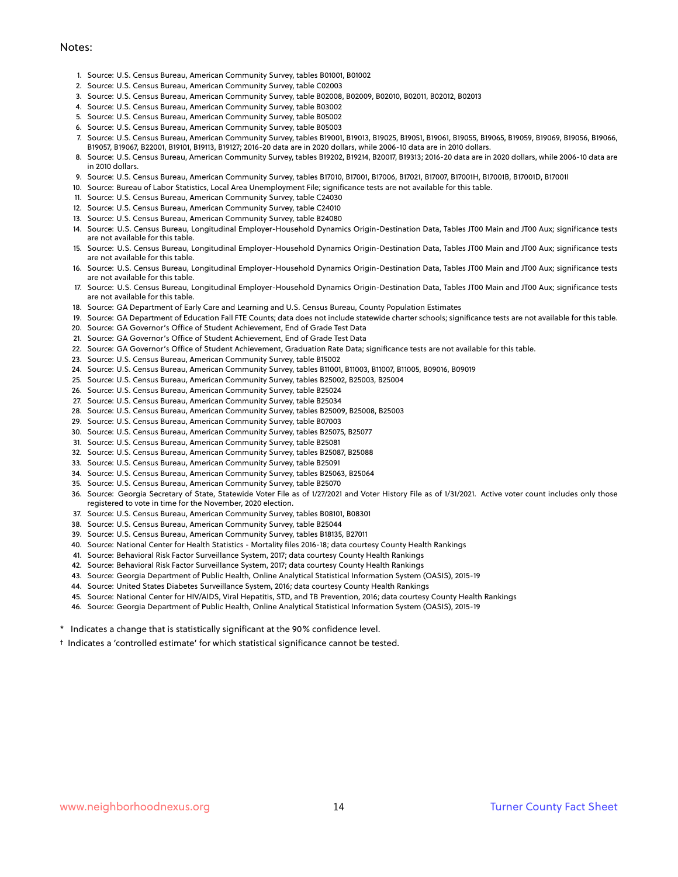Notes:

1. Source: U.S. Census Bureau, American Community Survey, tables B01001, B01002
2. Source: U.S. Census Bureau, American Community Survey, table C02003
3. Source: U.S. Census Bureau, American Community Survey, table B02008, B02009, B02010, B02011, B02012, B02013
4. Source: U.S. Census Bureau, American Community Survey, table B03002
5. Source: U.S. Census Bureau, American Community Survey, table B05002
6. Source: U.S. Census Bureau, American Community Survey, table B05003
7. Source: U.S. Census Bureau, American Community Survey, tables B19001, B19013, B19025, B19051, B19061, B19055, B19065, B19059, B19069, B19056, B19066, B19057, B19067, B22001, B19101, B19113, B19127; 2016-20 data are in 2020 dollars, while 2006-10 data are in 2010 dollars.
8. Source: U.S. Census Bureau, American Community Survey, tables B19202, B19214, B20017, B19313; 2016-20 data are in 2020 dollars, while 2006-10 data are in 2010 dollars.
9. Source: U.S. Census Bureau, American Community Survey, tables B17010, B17001, B17006, B17021, B17007, B17001H, B17001B, B17001D, B17001I
10. Source: Bureau of Labor Statistics, Local Area Unemployment File; significance tests are not available for this table.
11. Source: U.S. Census Bureau, American Community Survey, table C24030
12. Source: U.S. Census Bureau, American Community Survey, table C24010
13. Source: U.S. Census Bureau, American Community Survey, table B24080
14. Source: U.S. Census Bureau, Longitudinal Employer-Household Dynamics Origin-Destination Data, Tables JT00 Main and JT00 Aux; significance tests are not available for this table.
15. Source: U.S. Census Bureau, Longitudinal Employer-Household Dynamics Origin-Destination Data, Tables JT00 Main and JT00 Aux; significance tests are not available for this table.
16. Source: U.S. Census Bureau, Longitudinal Employer-Household Dynamics Origin-Destination Data, Tables JT00 Main and JT00 Aux; significance tests are not available for this table.
17. Source: U.S. Census Bureau, Longitudinal Employer-Household Dynamics Origin-Destination Data, Tables JT00 Main and JT00 Aux; significance tests are not available for this table.
18. Source: GA Department of Early Care and Learning and U.S. Census Bureau, County Population Estimates
19. Source: GA Department of Education Fall FTE Counts; data does not include statewide charter schools; significance tests are not available for this table.
20. Source: GA Governor's Office of Student Achievement, End of Grade Test Data
21. Source: GA Governor's Office of Student Achievement, End of Grade Test Data
22. Source: GA Governor's Office of Student Achievement, Graduation Rate Data; significance tests are not available for this table.
23. Source: U.S. Census Bureau, American Community Survey, table B15002
24. Source: U.S. Census Bureau, American Community Survey, tables B11001, B11003, B11007, B11005, B09016, B09019
25. Source: U.S. Census Bureau, American Community Survey, tables B25002, B25003, B25004
26. Source: U.S. Census Bureau, American Community Survey, table B25024
27. Source: U.S. Census Bureau, American Community Survey, table B25034
28. Source: U.S. Census Bureau, American Community Survey, tables B25009, B25008, B25003
29. Source: U.S. Census Bureau, American Community Survey, table B07003
30. Source: U.S. Census Bureau, American Community Survey, tables B25075, B25077
31. Source: U.S. Census Bureau, American Community Survey, table B25081
32. Source: U.S. Census Bureau, American Community Survey, tables B25087, B25088
33. Source: U.S. Census Bureau, American Community Survey, table B25091
34. Source: U.S. Census Bureau, American Community Survey, tables B25063, B25064
35. Source: U.S. Census Bureau, American Community Survey, table B25070
36. Source: Georgia Secretary of State, Statewide Voter File as of 1/27/2021 and Voter History File as of 1/31/2021. Active voter count includes only those registered to vote in time for the November, 2020 election.
37. Source: U.S. Census Bureau, American Community Survey, tables B08101, B08301
38. Source: U.S. Census Bureau, American Community Survey, table B25044
39. Source: U.S. Census Bureau, American Community Survey, tables B18135, B27011
40. Source: National Center for Health Statistics - Mortality files 2016-18; data courtesy County Health Rankings
41. Source: Behavioral Risk Factor Surveillance System, 2017; data courtesy County Health Rankings
42. Source: Behavioral Risk Factor Surveillance System, 2017; data courtesy County Health Rankings
43. Source: Georgia Department of Public Health, Online Analytical Statistical Information System (OASIS), 2015-19
44. Source: United States Diabetes Surveillance System, 2016; data courtesy County Health Rankings
45. Source: National Center for HIV/AIDS, Viral Hepatitis, STD, and TB Prevention, 2016; data courtesy County Health Rankings
46. Source: Georgia Department of Public Health, Online Analytical Statistical Information System (OASIS), 2015-19

\* Indicates a change that is statistically significant at the 90% confidence level.

† Indicates a 'controlled estimate' for which statistical significance cannot be tested.